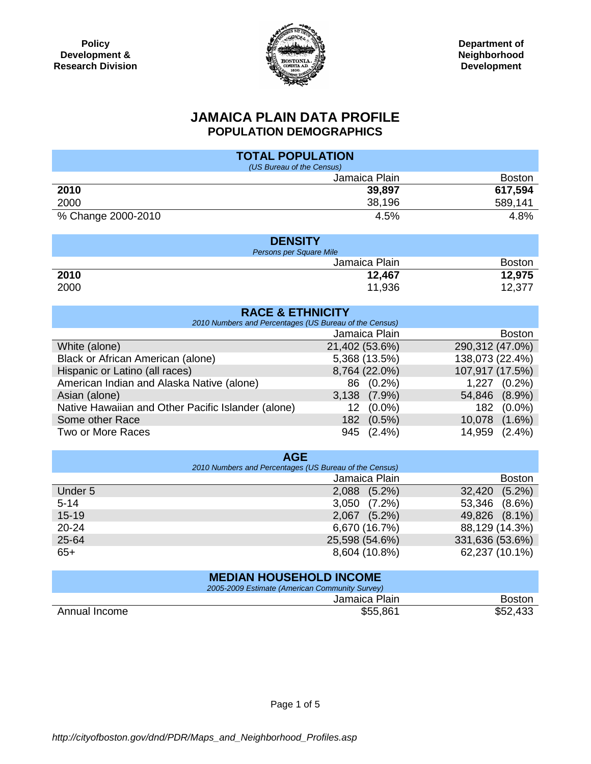Policy Development & Research Division

Department of Neighborhood Development

# JAMAICA PLAIN DATA PROFILE
## POPULATION DEMOGRAPHICS

### TOTAL POPULATION
*(US Bureau of the Census)*

| | Jamaica Plain | Boston |
|---|---|---|
| **2010** | **39,897** | **617,594** |
| 2000 | 38,196 | 589,141 |
| % Change 2000-2010 | 4.5% | 4.8% |

### DENSITY
*Persons per Square Mile*

| | Jamaica Plain | Boston |
|---|---|---|
| **2010** | **12,467** | **12,975** |
| 2000 | 11,936 | 12,377 |

### RACE & ETHNICITY
*2010 Numbers and Percentages (US Bureau of the Census)*

| | Jamaica Plain | Boston |
|---|---|---|
| White (alone) | 21,402 (53.6%) | 290,312 (47.0%) |
| Black or African American (alone) | 5,368 (13.5%) | 138,073 (22.4%) |
| Hispanic or Latino (all races) | 8,764 (22.0%) | 107,917 (17.5%) |
| American Indian and Alaska Native (alone) | 86 (0.2%) | 1,227 (0.2%) |
| Asian (alone) | 3,138 (7.9%) | 54,846 (8.9%) |
| Native Hawaiian and Other Pacific Islander (alone) | 12 (0.0%) | 182 (0.0%) |
| Some other Race | 182 (0.5%) | 10,078 (1.6%) |
| Two or More Races | 945 (2.4%) | 14,959 (2.4%) |

### AGE
*2010 Numbers and Percentages (US Bureau of the Census)*

| | Jamaica Plain | Boston |
|---|---|---|
| Under 5 | 2,088 (5.2%) | 32,420 (5.2%) |
| 5-14 | 3,050 (7.2%) | 53,346 (8.6%) |
| 15-19 | 2,067 (5.2%) | 49,826 (8.1%) |
| 20-24 | 6,670 (16.7%) | 88,129 (14.3%) |
| 25-64 | 25,598 (54.6%) | 331,636 (53.6%) |
| 65+ | 8,604 (10.8%) | 62,237 (10.1%) |

### MEDIAN HOUSEHOLD INCOME
*2005-2009 Estimate (American Community Survey)*

| | Jamaica Plain | Boston |
|---|---|---|
| Annual Income | $55,861 | $52,433 |

*http://cityofboston.gov/dnd/PDR/Maps_and_Neighborhood_Profiles.asp*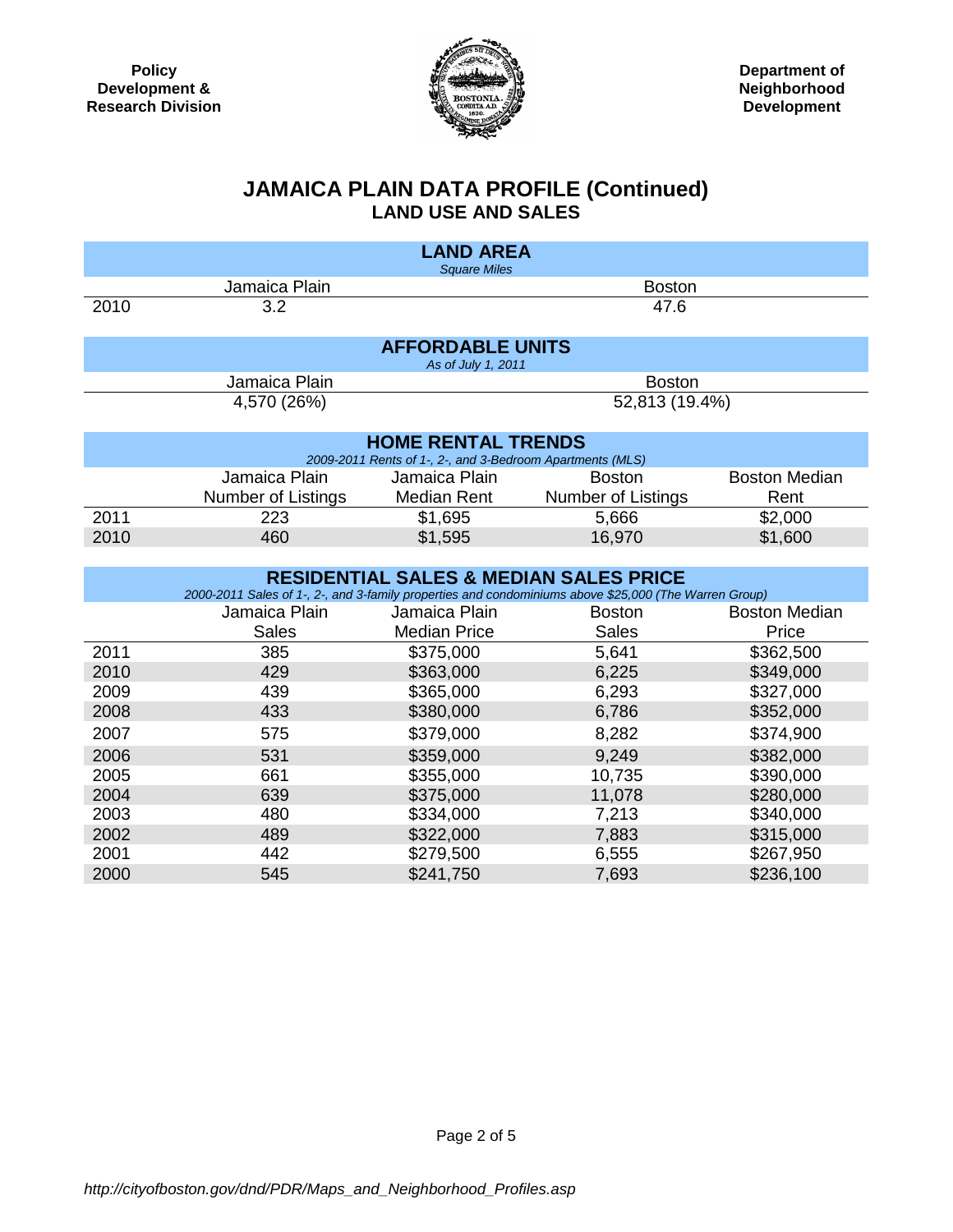Policy Development & Research Division

Department of Neighborhood Development

# JAMAICA PLAIN DATA PROFILE (Continued)
## LAND USE AND SALES

| LAND AREA *Square Miles* | | |
|---|---|---|
| | Jamaica Plain | Boston |
| 2010 | 3.2 | 47.6 |

| AFFORDABLE UNITS *As of July 1, 2011* | |
|---|---|
| Jamaica Plain | Boston |
| 4,570 (26%) | 52,813 (19.4%) |

| HOME RENTAL TRENDS *2009-2011 Rents of 1-, 2-, and 3-Bedroom Apartments (MLS)* | | | | |
|---|---|---|---|---|
| | Jamaica Plain Number of Listings | Jamaica Plain Median Rent | Boston Number of Listings | Boston Median Rent |
| 2011 | 223 | $1,695 | 5,666 | $2,000 |
| 2010 | 460 | $1,595 | 16,970 | $1,600 |

| RESIDENTIAL SALES & MEDIAN SALES PRICE *2000-2011 Sales of 1-, 2-, and 3-family properties and condominiums above $25,000 (The Warren Group)* | | | | |
|---|---|---|---|---|
| | Jamaica Plain Sales | Jamaica Plain Median Price | Boston Sales | Boston Median Price |
| 2011 | 385 | $375,000 | 5,641 | $362,500 |
| 2010 | 429 | $363,000 | 6,225 | $349,000 |
| 2009 | 439 | $365,000 | 6,293 | $327,000 |
| 2008 | 433 | $380,000 | 6,786 | $352,000 |
| 2007 | 575 | $379,000 | 8,282 | $374,900 |
| 2006 | 531 | $359,000 | 9,249 | $382,000 |
| 2005 | 661 | $355,000 | 10,735 | $390,000 |
| 2004 | 639 | $375,000 | 11,078 | $280,000 |
| 2003 | 480 | $334,000 | 7,213 | $340,000 |
| 2002 | 489 | $322,000 | 7,883 | $315,000 |
| 2001 | 442 | $279,500 | 6,555 | $267,950 |
| 2000 | 545 | $241,750 | 7,693 | $236,100 |

*http://cityofboston.gov/dnd/PDR/Maps_and_Neighborhood_Profiles.asp*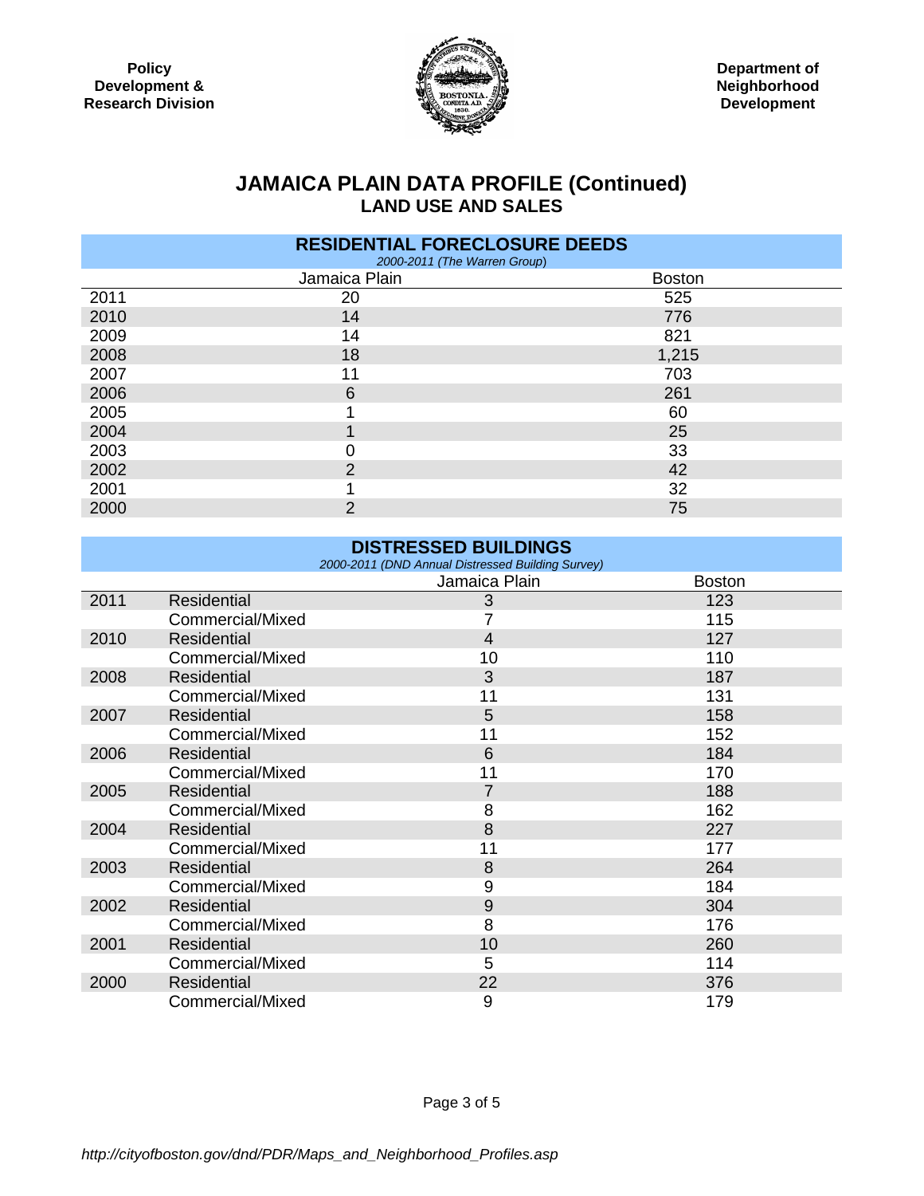Policy Development & Research Division

Department of Neighborhood Development

# JAMAICA PLAIN DATA PROFILE (Continued)
## LAND USE AND SALES

### RESIDENTIAL FORECLOSURE DEEDS
*2000-2011 (The Warren Group)*

| | Jamaica Plain | Boston |
|---|---|---|
| 2011 | 20 | 525 |
| 2010 | 14 | 776 |
| 2009 | 14 | 821 |
| 2008 | 18 | 1,215 |
| 2007 | 11 | 703 |
| 2006 | 6 | 261 |
| 2005 | 1 | 60 |
| 2004 | 1 | 25 |
| 2003 | 0 | 33 |
| 2002 | 2 | 42 |
| 2001 | 1 | 32 |
| 2000 | 2 | 75 |

### DISTRESSED BUILDINGS
*2000-2011 (DND Annual Distressed Building Survey)*

| | | Jamaica Plain | Boston |
|---|---|---|---|
| 2011 | Residential | 3 | 123 |
| | Commercial/Mixed | 7 | 115 |
| 2010 | Residential | 4 | 127 |
| | Commercial/Mixed | 10 | 110 |
| 2008 | Residential | 3 | 187 |
| | Commercial/Mixed | 11 | 131 |
| 2007 | Residential | 5 | 158 |
| | Commercial/Mixed | 11 | 152 |
| 2006 | Residential | 6 | 184 |
| | Commercial/Mixed | 11 | 170 |
| 2005 | Residential | 7 | 188 |
| | Commercial/Mixed | 8 | 162 |
| 2004 | Residential | 8 | 227 |
| | Commercial/Mixed | 11 | 177 |
| 2003 | Residential | 8 | 264 |
| | Commercial/Mixed | 9 | 184 |
| 2002 | Residential | 9 | 304 |
| | Commercial/Mixed | 8 | 176 |
| 2001 | Residential | 10 | 260 |
| | Commercial/Mixed | 5 | 114 |
| 2000 | Residential | 22 | 376 |
| | Commercial/Mixed | 9 | 179 |

*http://cityofboston.gov/dnd/PDR/Maps_and_Neighborhood_Profiles.asp*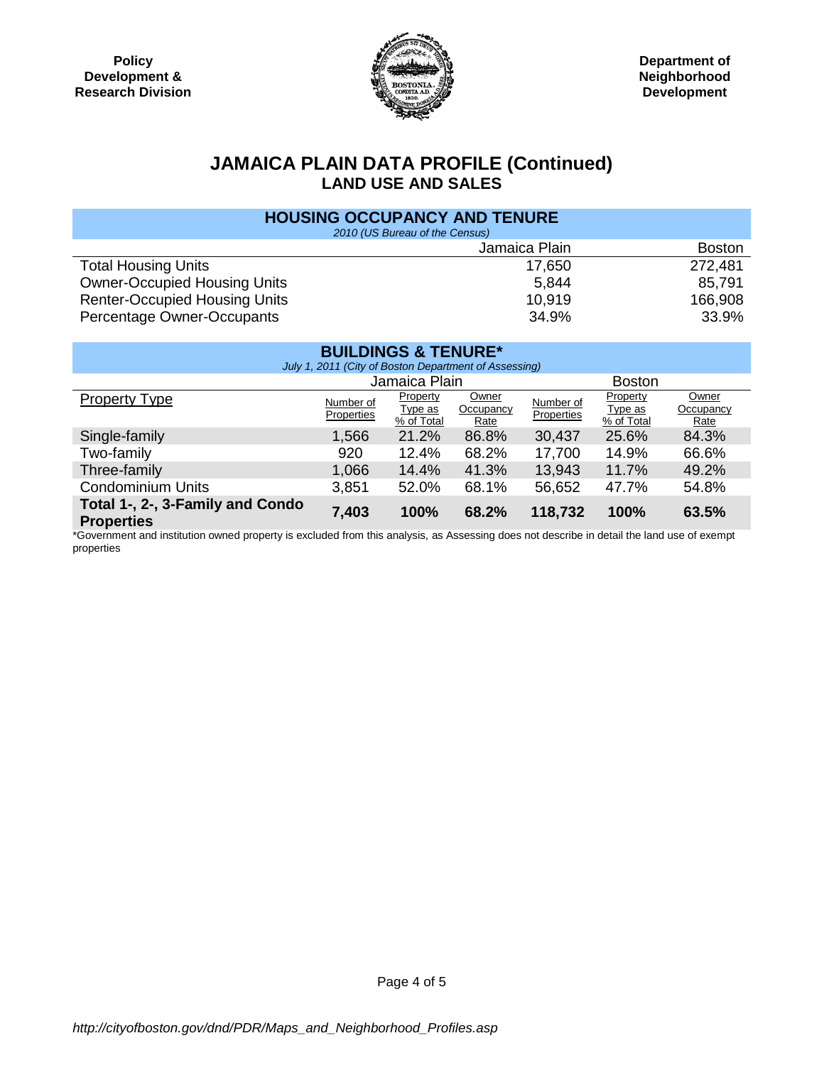Policy Development & Research Division

Department of Neighborhood Development

# JAMAICA PLAIN DATA PROFILE (Continued)
## LAND USE AND SALES

### HOUSING OCCUPANCY AND TENURE
*2010 (US Bureau of the Census)*

| | Jamaica Plain | Boston |
|---|---|---|
| Total Housing Units | 17,650 | 272,481 |
| Owner-Occupied Housing Units | 5,844 | 85,791 |
| Renter-Occupied Housing Units | 10,919 | 166,908 |
| Percentage Owner-Occupants | 34.9% | 33.9% |

### BUILDINGS & TENURE*
*July 1, 2011 (City of Boston Department of Assessing)*

| | Jamaica Plain | | | Boston | | |
|---|---|---|---|---|---|---|
| Property Type | Number of Properties | Property Type as % of Total | Owner Occupancy Rate | Number of Properties | Property Type as % of Total | Owner Occupancy Rate |
| Single-family | 1,566 | 21.2% | 86.8% | 30,437 | 25.6% | 84.3% |
| Two-family | 920 | 12.4% | 68.2% | 17,700 | 14.9% | 66.6% |
| Three-family | 1,066 | 14.4% | 41.3% | 13,943 | 11.7% | 49.2% |
| Condominium Units | 3,851 | 52.0% | 68.1% | 56,652 | 47.7% | 54.8% |
| **Total 1-, 2-, 3-Family and Condo Properties** | **7,403** | **100%** | **68.2%** | **118,732** | **100%** | **63.5%** |

*Government and institution owned property is excluded from this analysis, as Assessing does not describe in detail the land use of exempt properties

*http://cityofboston.gov/dnd/PDR/Maps_and_Neighborhood_Profiles.asp*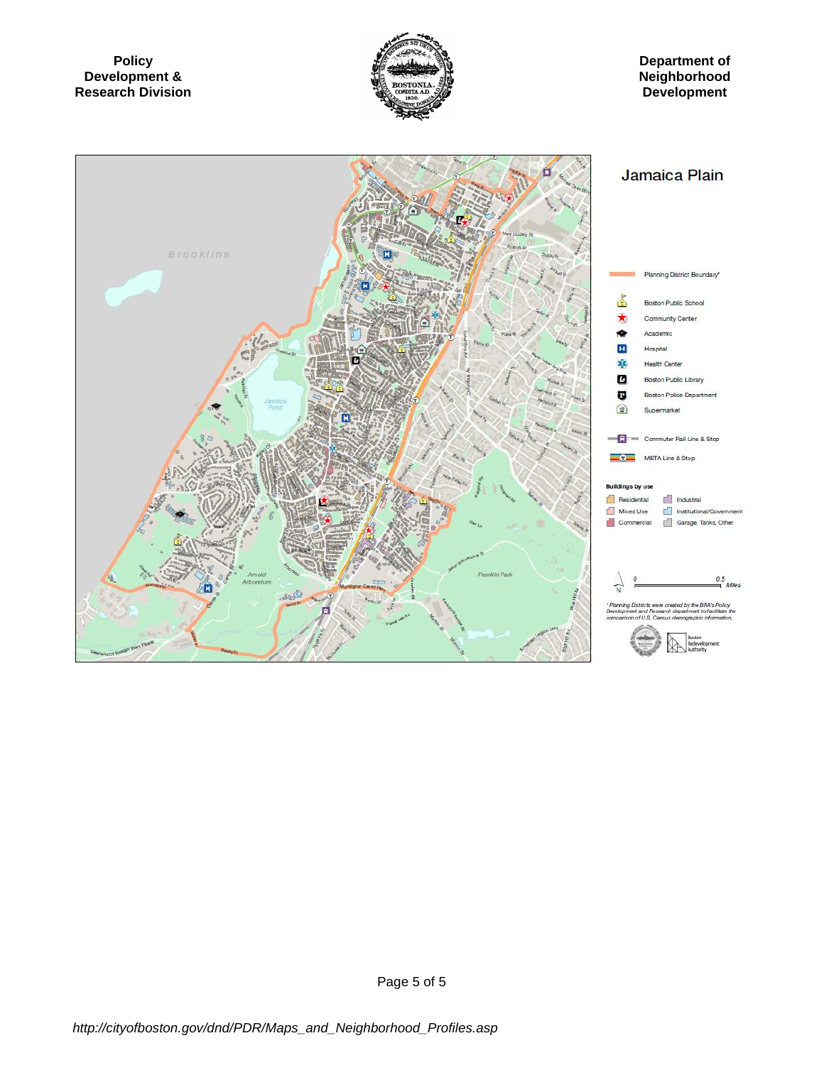Policy Development & Research Division

Department of Neighborhood Development

# Jamaica Plain

Planning District Boundary*

Boston Public School

Community Center

Academic

Hospital

Health Center

Boston Public Library

Boston Police Department

Supermarket

Commuter Rail Line & Stop

MBTA Line & Stop

**Buildings by use**

Residential

Industrial

Mixed Use

Institutional/Government

Commercial

Garage, Tanks, Other

0

0.5 Miles

N

*Planning Districts were created by the BRA's Policy Development and Research department to facilitate the comparison of U.S. Census demographic information.*

Boston Redevelopment Authority

*http://cityofboston.gov/dnd/PDR/Maps_and_Neighborhood_Profiles.asp*